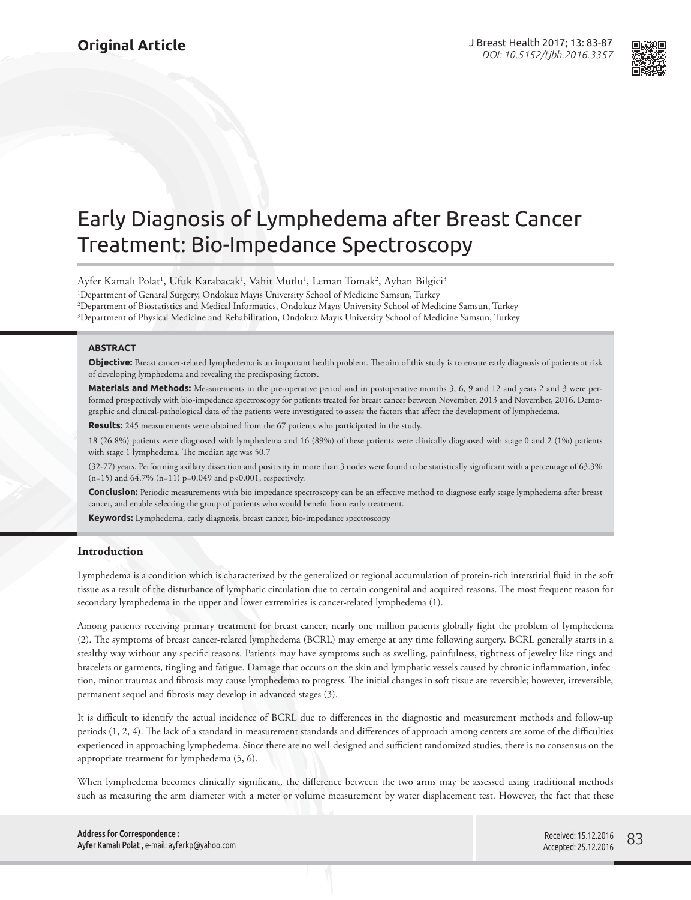Original Article

# Early Diagnosis of Lymphedema after Breast Cancer Treatment: Bio-Impedance Spectroscopy

Ayfer Kamalı Polat[1], Ufuk Karabacak[1], Vahit Mutlu[1], Leman Tomak[2], Ayhan Bilgici[3]

[1]Department of Genaral Surgery, Ondokuz Mayıs University School of Medicine Samsun, Turkey
[2]Department of Biostatistics and Medical Informatics, Ondokuz Mayıs University School of Medicine Samsun, Turkey
[3]Department of Physical Medicine and Rehabilitation, Ondokuz Mayıs University School of Medicine Samsun, Turkey

### ABSTRACT

**Objective:** Breast cancer-related lymphedema is an important health problem. The aim of this study is to ensure early diagnosis of patients at risk of developing lymphedema and revealing the predisposing factors.

**Materials and Methods:** Measurements in the pre-operative period and in postoperative months 3, 6, 9 and 12 and years 2 and 3 were performed prospectively with bio-impedance spectroscopy for patients treated for breast cancer between November, 2013 and November, 2016. Demographic and clinical-pathological data of the patients were investigated to assess the factors that affect the development of lymphedema.

**Results:** 245 measurements were obtained from the 67 patients who participated in the study.

18 (26.8%) patients were diagnosed with lymphedema and 16 (89%) of these patients were clinically diagnosed with stage 0 and 2 (1%) patients with stage 1 lymphedema. The median age was 50.7

(32-77) years. Performing axillary dissection and positivity in more than 3 nodes were found to be statistically significant with a percentage of 63.3% (n=15) and 64.7% (n=11) p=0.049 and p<0.001, respectively.

**Conclusion:** Periodic measurements with bio impedance spectroscopy can be an effective method to diagnose early stage lymphedema after breast cancer, and enable selecting the group of patients who would benefit from early treatment.

**Keywords:** Lymphedema, early diagnosis, breast cancer, bio-impedance spectroscopy

## Introduction

Lymphedema is a condition which is characterized by the generalized or regional accumulation of protein-rich interstitial fluid in the soft tissue as a result of the disturbance of lymphatic circulation due to certain congenital and acquired reasons. The most frequent reason for secondary lymphedema in the upper and lower extremities is cancer-related lymphedema (1).

Among patients receiving primary treatment for breast cancer, nearly one million patients globally fight the problem of lymphedema (2). The symptoms of breast cancer-related lymphedema (BCRL) may emerge at any time following surgery. BCRL generally starts in a stealthy way without any specific reasons. Patients may have symptoms such as swelling, painfulness, tightness of jewelry like rings and bracelets or garments, tingling and fatigue. Damage that occurs on the skin and lymphatic vessels caused by chronic inflammation, infection, minor traumas and fibrosis may cause lymphedema to progress. The initial changes in soft tissue are reversible; however, irreversible, permanent sequel and fibrosis may develop in advanced stages (3).

It is difficult to identify the actual incidence of BCRL due to differences in the diagnostic and measurement methods and follow-up periods (1, 2, 4). The lack of a standard in measurement standards and differences of approach among centers are some of the difficulties experienced in approaching lymphedema. Since there are no well-designed and sufficient randomized studies, there is no consensus on the appropriate treatment for lymphedema (5, 6).

When lymphedema becomes clinically significant, the difference between the two arms may be assessed using traditional methods such as measuring the arm diameter with a meter or volume measurement by water displacement test. However, the fact that these

**Address for Correspondence :**
**Ayfer Kamalı Polat**, e-mail: ayferkp@yahoo.com

Received: 15.12.2016
Accepted: 25.12.2016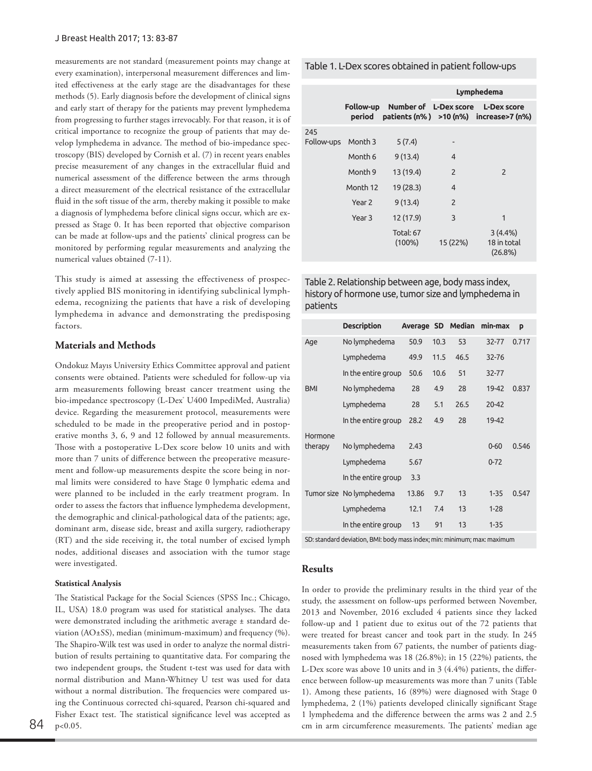measurements are not standard (measurement points may change at every examination), interpersonal measurement differences and limited effectiveness at the early stage are the disadvantages for these methods (5). Early diagnosis before the development of clinical signs and early start of therapy for the patients may prevent lymphedema from progressing to further stages irrevocably. For that reason, it is of critical importance to recognize the group of patients that may develop lymphedema in advance. The method of bio-impedance spectroscopy (BIS) developed by Cornish et al. (7) in recent years enables precise measurement of any changes in the extracellular fluid and numerical assessment of the difference between the arms through a direct measurement of the electrical resistance of the extracellular fluid in the soft tissue of the arm, thereby making it possible to make a diagnosis of lymphedema before clinical signs occur, which are expressed as Stage 0. It has been reported that objective comparison can be made at follow-ups and the patients' clinical progress can be monitored by performing regular measurements and analyzing the numerical values obtained (7-11).

This study is aimed at assessing the effectiveness of prospectively applied BIS monitoring in identifying subclinical lymphedema, recognizing the patients that have a risk of developing lymphedema in advance and demonstrating the predisposing factors.

## Materials and Methods

Ondokuz Mayıs University Ethics Committee approval and patient consents were obtained. Patients were scheduled for follow-up via arm measurements following breast cancer treatment using the bio-impedance spectroscopy (L-Dex® U400 ImpediMed, Australia) device. Regarding the measurement protocol, measurements were scheduled to be made in the preoperative period and in postoperative months 3, 6, 9 and 12 followed by annual measurements. Those with a postoperative L-Dex score below 10 units and with more than 7 units of difference between the preoperative measurement and follow-up measurements despite the score being in normal limits were considered to have Stage 0 lymphatic edema and were planned to be included in the early treatment program. In order to assess the factors that influence lymphedema development, the demographic and clinical-pathological data of the patients; age, dominant arm, disease side, breast and axilla surgery, radiotherapy (RT) and the side receiving it, the total number of excised lymph nodes, additional diseases and association with the tumor stage were investigated.

### Statistical Analysis

The Statistical Package for the Social Sciences (SPSS Inc.; Chicago, IL, USA) 18.0 program was used for statistical analyses. The data were demonstrated including the arithmetic average ± standard deviation (AO±SS), median (minimum-maximum) and frequency (%). The Shapiro-Wilk test was used in order to analyze the normal distribution of results pertaining to quantitative data. For comparing the two independent groups, the Student t-test was used for data with normal distribution and Mann-Whitney U test was used for data without a normal distribution. The frequencies were compared using the Continuous corrected chi-squared, Pearson chi-squared and Fisher Exact test. The statistical significance level was accepted as $p<0.05$.

Table 1. L-Dex scores obtained in patient follow-ups

| | | | Lymphedema | |
|---|---|---|---|---|
| | Follow-up period | Number of patients (n%) | L-Dex score >10 (n%) | L-Dex score increase>7 (n%) |
| 245 Follow-ups | Month 3 | 5 (7.4) | - | |
| | Month 6 | 9 (13.4) | 4 | |
| | Month 9 | 13 (19.4) | 2 | 2 |
| | Month 12 | 19 (28.3) | 4 | |
| | Year 2 | 9 (13.4) | 2 | |
| | Year 3 | 12 (17.9) | 3 | 1 |
| | | Total: 67 (100%) | 15 (22%) | 3 (4.4%) 18 in total (26.8%) |

Table 2. Relationship between age, body mass index, history of hormone use, tumor size and lymphedema in patients

| | Description | Average | SD | Median | min-max | p |
|---|---|---|---|---|---|---|
| Age | No lymphedema | 50.9 | 10.3 | 53 | 32-77 | 0.717 |
| | Lymphedema | 49.9 | 11.5 | 46.5 | 32-76 | |
| | In the entire group | 50.6 | 10.6 | 51 | 32-77 | |
| BMI | No lymphedema | 28 | 4.9 | 28 | 19-42 | 0.837 |
| | Lymphedema | 28 | 5.1 | 26.5 | 20-42 | |
| | In the entire group | 28.2 | 4.9 | 28 | 19-42 | |
| Hormone therapy | No lymphedema | 2.43 | | | 0-60 | 0.546 |
| | Lymphedema | 5.67 | | | 0-72 | |
| | In the entire group | 3.3 | | | | |
| Tumor size | No lymphedema | 13.86 | 9.7 | 13 | 1-35 | 0.547 |
| | Lymphedema | 12.1 | 7.4 | 13 | 1-28 | |
| | In the entire group | 13 | 91 | 13 | 1-35 | |

SD: standard deviation, BMI: body mass index; min: minimum; max: maximum

## Results

In order to provide the preliminary results in the third year of the study, the assessment on follow-ups performed between November, 2013 and November, 2016 excluded 4 patients since they lacked follow-up and 1 patient due to exitus out of the 72 patients that were treated for breast cancer and took part in the study. In 245 measurements taken from 67 patients, the number of patients diagnosed with lymphedema was 18 (26.8%); in 15 (22%) patients, the L-Dex score was above 10 units and in 3 (4.4%) patients, the difference between follow-up measurements was more than 7 units (Table 1). Among these patients, 16 (89%) were diagnosed with Stage 0 lymphedema, 2 (1%) patients developed clinically significant Stage 1 lymphedema and the difference between the arms was 2 and 2.5 cm in arm circumference measurements. The patients' median age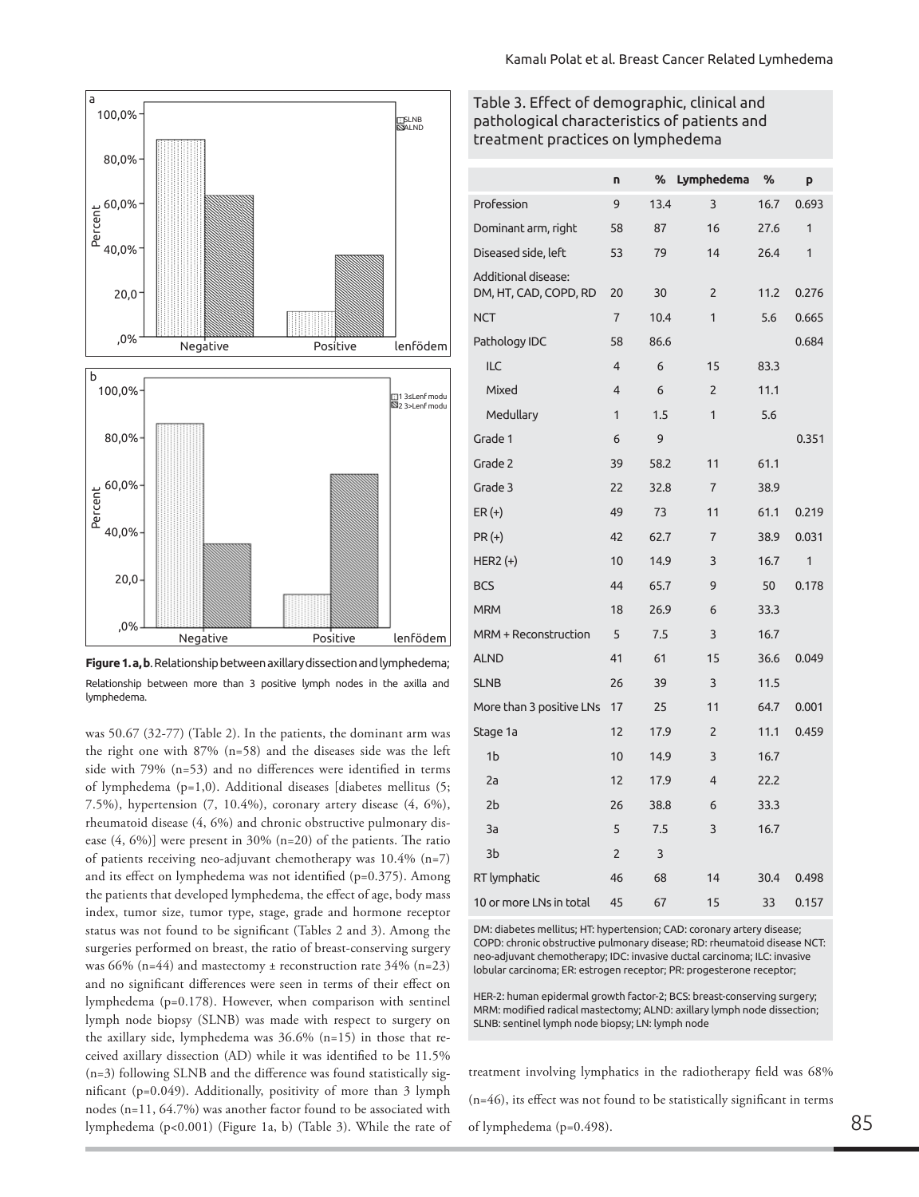a

b

**Figure 1. a, b**. Relationship between axillary dissection and lymphedema; Relationship between more than 3 positive lymph nodes in the axilla and lymphedema.

was 50.67 (32-77) (Table 2). In the patients, the dominant arm was the right one with 87% (n=58) and the diseases side was the left side with 79% (n=53) and no differences were identified in terms of lymphedema (p=1,0). Additional diseases [diabetes mellitus (5; 7.5%), hypertension (7, 10.4%), coronary artery disease (4, 6%), rheumatoid disease (4, 6%) and chronic obstructive pulmonary disease (4, 6%)] were present in 30% (n=20) of the patients. The ratio of patients receiving neo-adjuvant chemotherapy was 10.4% (n=7) and its effect on lymphedema was not identified (p=0.375). Among the patients that developed lymphedema, the effect of age, body mass index, tumor size, tumor type, stage, grade and hormone receptor status was not found to be significant (Tables 2 and 3). Among the surgeries performed on breast, the ratio of breast-conserving surgery was 66% (n=44) and mastectomy ± reconstruction rate 34% (n=23) and no significant differences were seen in terms of their effect on lymphedema (p=0.178). However, when comparison with sentinel lymph node biopsy (SLNB) was made with respect to surgery on the axillary side, lymphedema was 36.6% (n=15) in those that received axillary dissection (AD) while it was identified to be 11.5% (n=3) following SLNB and the difference was found statistically significant (p=0.049). Additionally, positivity of more than 3 lymph nodes (n=11, 64.7%) was another factor found to be associated with lymphedema (p<0.001) (Figure 1a, b) (Table 3). While the rate of treatment involving lymphatics in the radiotherapy field was 68% (n=46), its effect was not found to be statistically significant in terms of lymphedema (p=0.498).

Table 3. Effect of demographic, clinical and pathological characteristics of patients and treatment practices on lymphedema

| | n | % | Lymphedema | % | p |
|---|---|---|---|---|---|
| Profession | 9 | 13.4 | 3 | 16.7 | 0.693 |
| Dominant arm, right | 58 | 87 | 16 | 27.6 | 1 |
| Diseased side, left | 53 | 79 | 14 | 26.4 | 1 |
| Additional disease: DM, HT, CAD, COPD, RD | 20 | 30 | 2 | 11.2 | 0.276 |
| NCT | 7 | 10.4 | 1 | 5.6 | 0.665 |
| Pathology IDC | 58 | 86.6 | | | 0.684 |
| ILC | 4 | 6 | 15 | 83.3 | |
| Mixed | 4 | 6 | 2 | 11.1 | |
| Medullary | 1 | 1.5 | 1 | 5.6 | |
| Grade 1 | 6 | 9 | | | 0.351 |
| Grade 2 | 39 | 58.2 | 11 | 61.1 | |
| Grade 3 | 22 | 32.8 | 7 | 38.9 | |
| ER (+) | 49 | 73 | 11 | 61.1 | 0.219 |
| PR (+) | 42 | 62.7 | 7 | 38.9 | 0.031 |
| HER2 (+) | 10 | 14.9 | 3 | 16.7 | 1 |
| BCS | 44 | 65.7 | 9 | 50 | 0.178 |
| MRM | 18 | 26.9 | 6 | 33.3 | |
| MRM + Reconstruction | 5 | 7.5 | 3 | 16.7 | |
| ALND | 41 | 61 | 15 | 36.6 | 0.049 |
| SLNB | 26 | 39 | 3 | 11.5 | |
| More than 3 positive LNs | 17 | 25 | 11 | 64.7 | 0.001 |
| Stage 1a | 12 | 17.9 | 2 | 11.1 | 0.459 |
| 1b | 10 | 14.9 | 3 | 16.7 | |
| 2a | 12 | 17.9 | 4 | 22.2 | |
| 2b | 26 | 38.8 | 6 | 33.3 | |
| 3a | 5 | 7.5 | 3 | 16.7 | |
| 3b | 2 | 3 | | | |
| RT lymphatic | 46 | 68 | 14 | 30.4 | 0.498 |
| 10 or more LNs in total | 45 | 67 | 15 | 33 | 0.157 |

DM: diabetes mellitus; HT: hypertension; CAD: coronary artery disease; COPD: chronic obstructive pulmonary disease; RD: rheumatoid disease NCT: neo-adjuvant chemotherapy; IDC: invasive ductal carcinoma; ILC: invasive lobular carcinoma; ER: estrogen receptor; PR: progesterone receptor;

HER-2: human epidermal growth factor-2; BCS: breast-conserving surgery; MRM: modified radical mastectomy; ALND: axillary lymph node dissection; SLNB: sentinel lymph node biopsy; LN: lymph node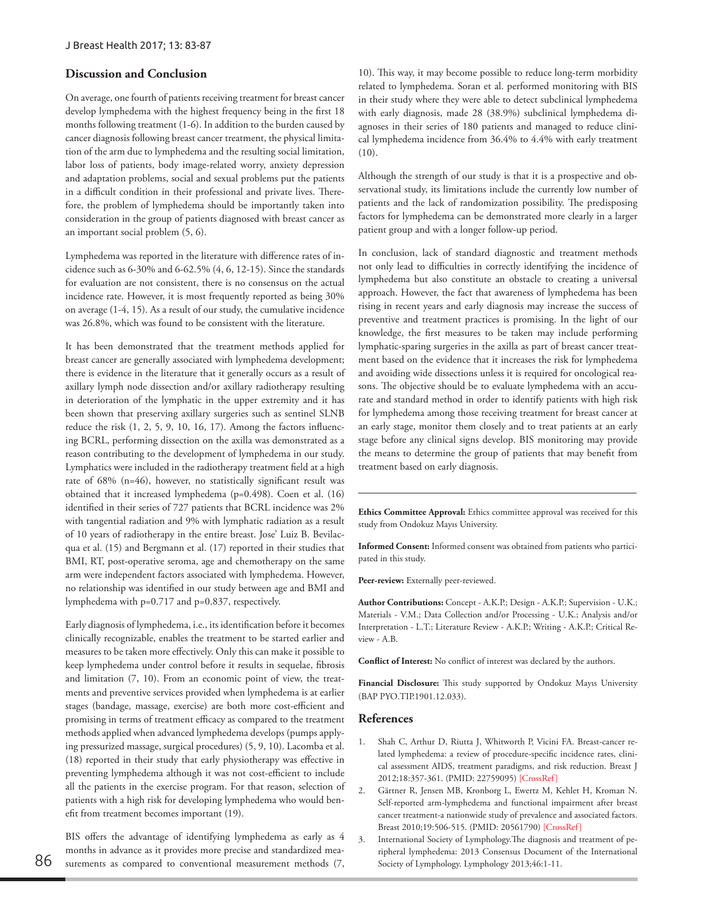## Discussion and Conclusion

On average, one fourth of patients receiving treatment for breast cancer develop lymphedema with the highest frequency being in the first 18 months following treatment (1-6). In addition to the burden caused by cancer diagnosis following breast cancer treatment, the physical limitation of the arm due to lymphedema and the resulting social limitation, labor loss of patients, body image-related worry, anxiety depression and adaptation problems, social and sexual problems put the patients in a difficult condition in their professional and private lives. Therefore, the problem of lymphedema should be importantly taken into consideration in the group of patients diagnosed with breast cancer as an important social problem (5, 6).

Lymphedema was reported in the literature with difference rates of incidence such as 6-30% and 6-62.5% (4, 6, 12-15). Since the standards for evaluation are not consistent, there is no consensus on the actual incidence rate. However, it is most frequently reported as being 30% on average (1-4, 15). As a result of our study, the cumulative incidence was 26.8%, which was found to be consistent with the literature.

It has been demonstrated that the treatment methods applied for breast cancer are generally associated with lymphedema development; there is evidence in the literature that it generally occurs as a result of axillary lymph node dissection and/or axillary radiotherapy resulting in deterioration of the lymphatic in the upper extremity and it has been shown that preserving axillary surgeries such as sentinel SLNB reduce the risk (1, 2, 5, 9, 10, 16, 17). Among the factors influencing BCRL, performing dissection on the axilla was demonstrated as a reason contributing to the development of lymphedema in our study. Lymphatics were included in the radiotherapy treatment field at a high rate of 68% (n=46), however, no statistically significant result was obtained that it increased lymphedema (p=0.498). Coen et al. (16) identified in their series of 727 patients that BCRL incidence was 2% with tangential radiation and 9% with lymphatic radiation as a result of 10 years of radiotherapy in the entire breast. Jose' Luiz B. Bevilacqua et al. (15) and Bergmann et al. (17) reported in their studies that BMI, RT, post-operative seroma, age and chemotherapy on the same arm were independent factors associated with lymphedema. However, no relationship was identified in our study between age and BMI and lymphedema with p=0.717 and p=0.837, respectively.

Early diagnosis of lymphedema, i.e., its identification before it becomes clinically recognizable, enables the treatment to be started earlier and measures to be taken more effectively. Only this can make it possible to keep lymphedema under control before it results in sequelae, fibrosis and limitation (7, 10). From an economic point of view, the treatments and preventive services provided when lymphedema is at earlier stages (bandage, massage, exercise) are both more cost-efficient and promising in terms of treatment efficacy as compared to the treatment methods applied when advanced lymphedema develops (pumps applying pressurized massage, surgical procedures) (5, 9, 10). Lacomba et al. (18) reported in their study that early physiotherapy was effective in preventing lymphedema although it was not cost-efficient to include all the patients in the exercise program. For that reason, selection of patients with a high risk for developing lymphedema who would benefit from treatment becomes important (19).

BIS offers the advantage of identifying lymphedema as early as 4 months in advance as it provides more precise and standardized measurements as compared to conventional measurement methods (7, 10). This way, it may become possible to reduce long-term morbidity related to lymphedema. Soran et al. performed monitoring with BIS in their study where they were able to detect subclinical lymphedema with early diagnosis, made 28 (38.9%) subclinical lymphedema diagnoses in their series of 180 patients and managed to reduce clinical lymphedema incidence from 36.4% to 4.4% with early treatment (10).

Although the strength of our study is that it is a prospective and observational study, its limitations include the currently low number of patients and the lack of randomization possibility. The predisposing factors for lymphedema can be demonstrated more clearly in a larger patient group and with a longer follow-up period.

In conclusion, lack of standard diagnostic and treatment methods not only lead to difficulties in correctly identifying the incidence of lymphedema but also constitute an obstacle to creating a universal approach. However, the fact that awareness of lymphedema has been rising in recent years and early diagnosis may increase the success of preventive and treatment practices is promising. In the light of our knowledge, the first measures to be taken may include performing lymphatic-sparing surgeries in the axilla as part of breast cancer treatment based on the evidence that it increases the risk for lymphedema and avoiding wide dissections unless it is required for oncological reasons. The objective should be to evaluate lymphedema with an accurate and standard method in order to identify patients with high risk for lymphedema among those receiving treatment for breast cancer at an early stage, monitor them closely and to treat patients at an early stage before any clinical signs develop. BIS monitoring may provide the means to determine the group of patients that may benefit from treatment based on early diagnosis.

---

**Ethics Committee Approval:** Ethics committee approval was received for this study from Ondokuz Mayıs University.

**Informed Consent:** Informed consent was obtained from patients who participated in this study.

**Peer-review:** Externally peer-reviewed.

**Author Contributions:** Concept - A.K.P.; Design - A.K.P.; Supervision - U.K.; Materials - V.M.; Data Collection and/or Processing - U.K.; Analysis and/or Interpretation - L.T.; Literature Review - A.K.P.; Writing - A.K.P.; Critical Review - A.B.

**Conflict of Interest:** No conflict of interest was declared by the authors.

**Financial Disclosure:** This study supported by Ondokuz Mayıs University (BAP PYO.TIP.1901.12.033).

## References

1. Shah C, Arthur D, Riutta J, Whitworth P, Vicini FA. Breast-cancer related lymphedema: a review of procedure-specific incidence rates, clinical assessment AIDS, treatment paradigms, and risk reduction. Breast J 2012;18:357-361. (PMID: 22759095) [CrossRef]
2. Gärtner R, Jensen MB, Kronborg L, Ewertz M, Kehlet H, Kroman N. Self-reported arm-lymphedema and functional impairment after breast cancer treatment-a nationwide study of prevalence and associated factors. Breast 2010;19:506-515. (PMID: 20561790) [CrossRef]
3. International Society of Lymphology.The diagnosis and treatment of peripheral lymphedema: 2013 Consensus Document of the International Society of Lymphology. Lymphology 2013;46:1-11.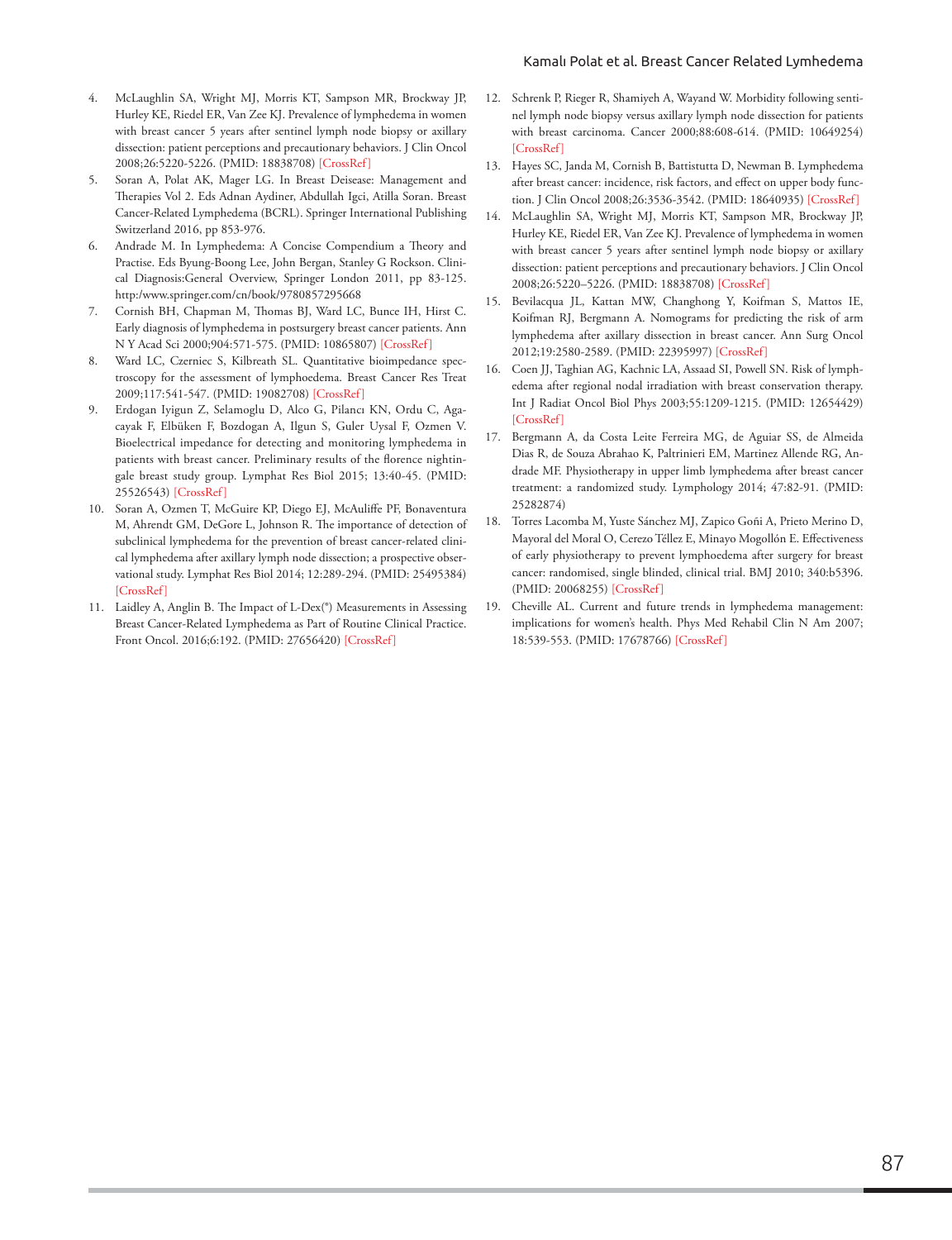4. McLaughlin SA, Wright MJ, Morris KT, Sampson MR, Brockway JP, Hurley KE, Riedel ER, Van Zee KJ. Prevalence of lymphedema in women with breast cancer 5 years after sentinel lymph node biopsy or axillary dissection: patient perceptions and precautionary behaviors. J Clin Oncol 2008;26:5220-5226. (PMID: 18838708) [CrossRef]
5. Soran A, Polat AK, Mager LG. In Breast Deisease: Management and Therapies Vol 2. Eds Adnan Aydiner, Abdullah Igci, Atilla Soran. Breast Cancer-Related Lymphedema (BCRL). Springer International Publishing Switzerland 2016, pp 853-976.
6. Andrade M. In Lymphedema: A Concise Compendium a Theory and Practise. Eds Byung-Boong Lee, John Bergan, Stanley G Rockson. Clinical Diagnosis:General Overview, Springer London 2011, pp 83-125. http:/www.springer.com/cn/book/9780857295668
7. Cornish BH, Chapman M, Thomas BJ, Ward LC, Bunce IH, Hirst C. Early diagnosis of lymphedema in postsurgery breast cancer patients. Ann N Y Acad Sci 2000;904:571-575. (PMID: 10865807) [CrossRef]
8. Ward LC, Czerniec S, Kilbreath SL. Quantitative bioimpedance spectroscopy for the assessment of lymphoedema. Breast Cancer Res Treat 2009;117:541-547. (PMID: 19082708) [CrossRef]
9. Erdogan Iyigun Z, Selamoglu D, Alco G, Pilancı KN, Ordu C, Agacayak F, Elbüken F, Bozdogan A, Ilgun S, Guler Uysal F, Ozmen V. Bioelectrical impedance for detecting and monitoring lymphedema in patients with breast cancer. Preliminary results of the florence nightingale breast study group. Lymphat Res Biol 2015; 13:40-45. (PMID: 25526543) [CrossRef]
10. Soran A, Ozmen T, McGuire KP, Diego EJ, McAuliffe PF, Bonaventura M, Ahrendt GM, DeGore L, Johnson R. The importance of detection of subclinical lymphedema for the prevention of breast cancer-related clinical lymphedema after axillary lymph node dissection; a prospective observational study. Lymphat Res Biol 2014; 12:289-294. (PMID: 25495384) [CrossRef]
11. Laidley A, Anglin B. The Impact of L-Dex(®) Measurements in Assessing Breast Cancer-Related Lymphedema as Part of Routine Clinical Practice. Front Oncol. 2016;6:192. (PMID: 27656420) [CrossRef]
12. Schrenk P, Rieger R, Shamiyeh A, Wayand W. Morbidity following sentinel lymph node biopsy versus axillary lymph node dissection for patients with breast carcinoma. Cancer 2000;88:608-614. (PMID: 10649254) [CrossRef]
13. Hayes SC, Janda M, Cornish B, Battistutta D, Newman B. Lymphedema after breast cancer: incidence, risk factors, and effect on upper body function. J Clin Oncol 2008;26:3536-3542. (PMID: 18640935) [CrossRef]
14. McLaughlin SA, Wright MJ, Morris KT, Sampson MR, Brockway JP, Hurley KE, Riedel ER, Van Zee KJ. Prevalence of lymphedema in women with breast cancer 5 years after sentinel lymph node biopsy or axillary dissection: patient perceptions and precautionary behaviors. J Clin Oncol 2008;26:5220–5226. (PMID: 18838708) [CrossRef]
15. Bevilacqua JL, Kattan MW, Changhong Y, Koifman S, Mattos IE, Koifman RJ, Bergmann A. Nomograms for predicting the risk of arm lymphedema after axillary dissection in breast cancer. Ann Surg Oncol 2012;19:2580-2589. (PMID: 22395997) [CrossRef]
16. Coen JJ, Taghian AG, Kachnic LA, Assaad SI, Powell SN. Risk of lymphedema after regional nodal irradiation with breast conservation therapy. Int J Radiat Oncol Biol Phys 2003;55:1209-1215. (PMID: 12654429) [CrossRef]
17. Bergmann A, da Costa Leite Ferreira MG, de Aguiar SS, de Almeida Dias R, de Souza Abrahao K, Paltrinieri EM, Martinez Allende RG, Andrade MF. Physiotherapy in upper limb lymphedema after breast cancer treatment: a randomized study. Lymphology 2014; 47:82-91. (PMID: 25282874)
18. Torres Lacomba M, Yuste Sánchez MJ, Zapico Goñi A, Prieto Merino D, Mayoral del Moral O, Cerezo Téllez E, Minayo Mogollón E. Effectiveness of early physiotherapy to prevent lymphoedema after surgery for breast cancer: randomised, single blinded, clinical trial. BMJ 2010; 340:b5396. (PMID: 20068255) [CrossRef]
19. Cheville AL. Current and future trends in lymphedema management: implications for women's health. Phys Med Rehabil Clin N Am 2007; 18:539-553. (PMID: 17678766) [CrossRef]